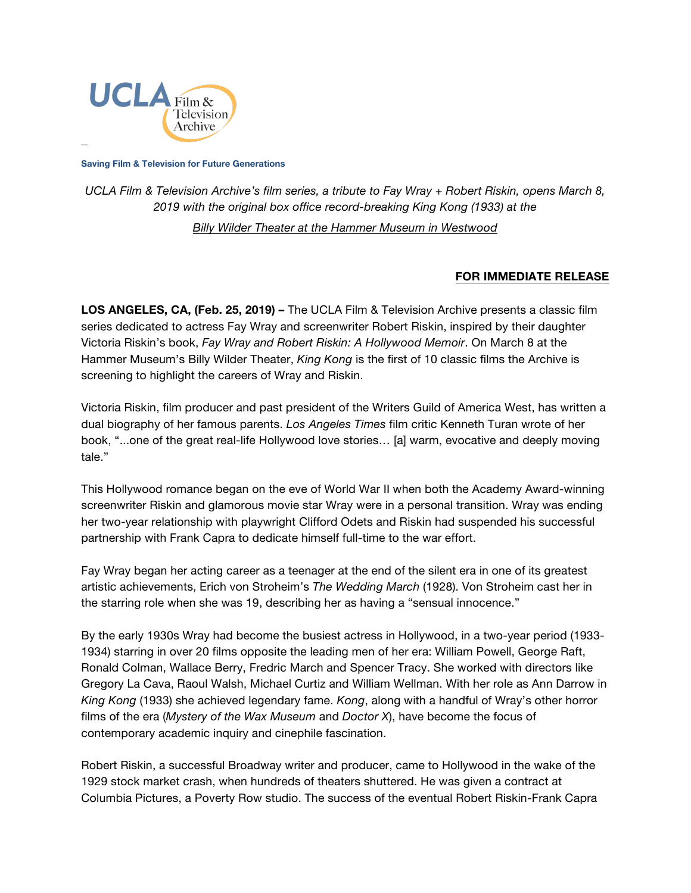UCLA Film & Television Archive

**Saving Film & Television for Future Generations**

*UCLA Film & Television Archive's film series, a tribute to Fay Wray + Robert Riskin, opens March 8, 2019 with the original box office record-breaking King Kong (1933) at the*

*Billy Wilder Theater at the Hammer Museum in Westwood*

**FOR IMMEDIATE RELEASE**

**LOS ANGELES, CA, (Feb. 25, 2019) –** The UCLA Film & Television Archive presents a classic film series dedicated to actress Fay Wray and screenwriter Robert Riskin, inspired by their daughter Victoria Riskin's book, *Fay Wray and Robert Riskin: A Hollywood Memoir*. On March 8 at the Hammer Museum's Billy Wilder Theater, *King Kong* is the first of 10 classic films the Archive is screening to highlight the careers of Wray and Riskin.

Victoria Riskin, film producer and past president of the Writers Guild of America West, has written a dual biography of her famous parents. *Los Angeles Times* film critic Kenneth Turan wrote of her book, "...one of the great real-life Hollywood love stories… [a] warm, evocative and deeply moving tale."

This Hollywood romance began on the eve of World War II when both the Academy Award-winning screenwriter Riskin and glamorous movie star Wray were in a personal transition. Wray was ending her two-year relationship with playwright Clifford Odets and Riskin had suspended his successful partnership with Frank Capra to dedicate himself full-time to the war effort.

Fay Wray began her acting career as a teenager at the end of the silent era in one of its greatest artistic achievements, Erich von Stroheim's *The Wedding March* (1928). Von Stroheim cast her in the starring role when she was 19, describing her as having a "sensual innocence."

By the early 1930s Wray had become the busiest actress in Hollywood, in a two-year period (1933-1934) starring in over 20 films opposite the leading men of her era: William Powell, George Raft, Ronald Colman, Wallace Berry, Fredric March and Spencer Tracy. She worked with directors like Gregory La Cava, Raoul Walsh, Michael Curtiz and William Wellman. With her role as Ann Darrow in *King Kong* (1933) she achieved legendary fame. *Kong*, along with a handful of Wray's other horror films of the era (*Mystery of the Wax Museum* and *Doctor X*), have become the focus of contemporary academic inquiry and cinephile fascination.

Robert Riskin, a successful Broadway writer and producer, came to Hollywood in the wake of the 1929 stock market crash, when hundreds of theaters shuttered. He was given a contract at Columbia Pictures, a Poverty Row studio. The success of the eventual Robert Riskin-Frank Capra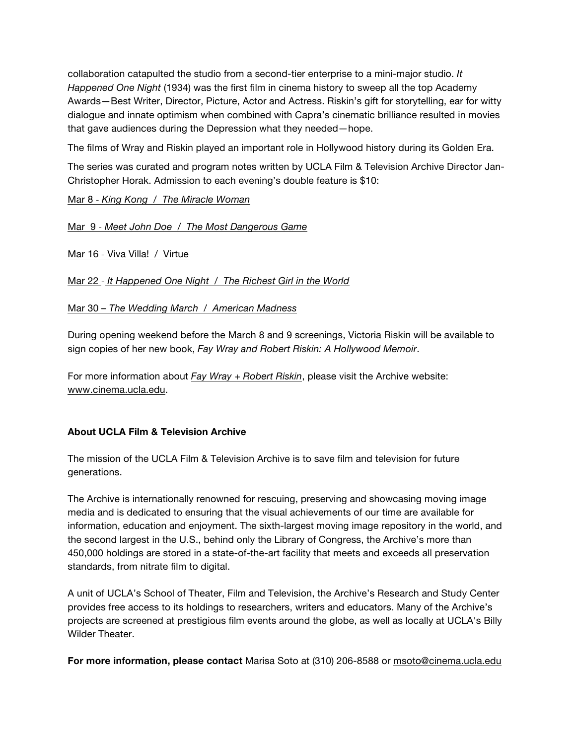collaboration catapulted the studio from a second-tier enterprise to a mini-major studio. *It Happened One Night* (1934) was the first film in cinema history to sweep all the top Academy Awards—Best Writer, Director, Picture, Actor and Actress. Riskin's gift for storytelling, ear for witty dialogue and innate optimism when combined with Capra's cinematic brilliance resulted in movies that gave audiences during the Depression what they needed—hope.

The films of Wray and Riskin played an important role in Hollywood history during its Golden Era.

The series was curated and program notes written by UCLA Film & Television Archive Director Jan-Christopher Horak. Admission to each evening's double feature is $10:

Mar 8 - *King Kong / The Miracle Woman*

Mar 9 - *Meet John Doe / The Most Dangerous Game*

Mar 16 - Viva Villa! / Virtue

Mar 22 - *It Happened One Night / The Richest Girl in the World*

Mar 30 – *The Wedding March / American Madness*

During opening weekend before the March 8 and 9 screenings, Victoria Riskin will be available to sign copies of her new book, *Fay Wray and Robert Riskin: A Hollywood Memoir*.

For more information about *Fay Wray + Robert Riskin*, please visit the Archive website: www.cinema.ucla.edu.

**About UCLA Film & Television Archive**

The mission of the UCLA Film & Television Archive is to save film and television for future generations.

The Archive is internationally renowned for rescuing, preserving and showcasing moving image media and is dedicated to ensuring that the visual achievements of our time are available for information, education and enjoyment. The sixth-largest moving image repository in the world, and the second largest in the U.S., behind only the Library of Congress, the Archive's more than 450,000 holdings are stored in a state-of-the-art facility that meets and exceeds all preservation standards, from nitrate film to digital.

A unit of UCLA's School of Theater, Film and Television, the Archive's Research and Study Center provides free access to its holdings to researchers, writers and educators. Many of the Archive's projects are screened at prestigious film events around the globe, as well as locally at UCLA's Billy Wilder Theater.

**For more information, please contact** Marisa Soto at (310) 206-8588 or msoto@cinema.ucla.edu